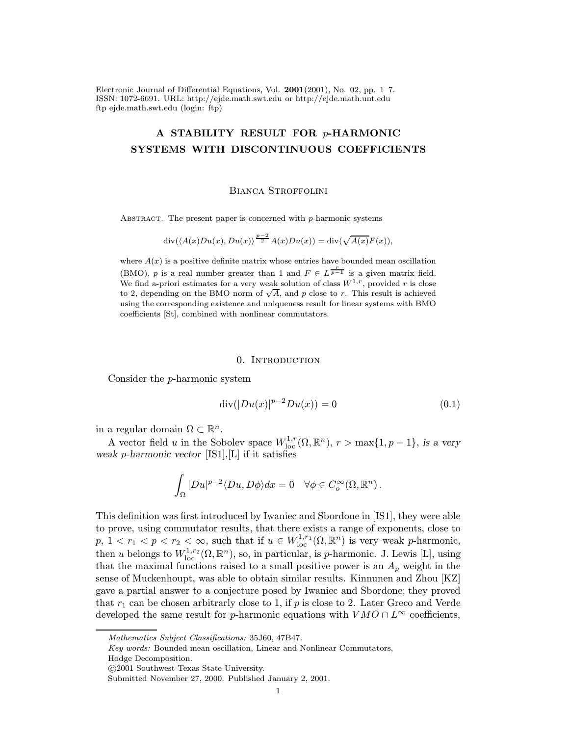# A STABILITY RESULT FOR $p$-HARMONIC SYSTEMS WITH DISCONTINUOUS COEFFICIENTS

Bianca Stroffolini

Abstract. The present paper is concerned with $p$-harmonic systems

$$\operatorname{div}(\langle A(x)Du(x), Du(x)\rangle^{\frac{p-2}{2}} A(x)Du(x)) = \operatorname{div}(\sqrt{A(x)}F(x)),$$

where $A(x)$ is a positive definite matrix whose entries have bounded mean oscillation (BMO), $p$ is a real number greater than 1 and $F \in L^{\frac{r}{p-1}}$ is a given matrix field. We find a-priori estimates for a very weak solution of class $W^{1,r}$, provided $r$ is close to 2, depending on the BMO norm of $\sqrt{A}$, and $p$ close to $r$. This result is achieved using the corresponding existence and uniqueness result for linear systems with BMO coefficients [St], combined with nonlinear commutators.

## 0. Introduction

Consider the $p$-harmonic system

$$\operatorname{div}(|Du(x)|^{p-2}Du(x)) = 0 \tag{0.1}$$

in a regular domain $\Omega \subset \mathbb{R}^n$.

A vector field $u$ in the Sobolev space $W^{1,r}_{\text{loc}}(\Omega, \mathbb{R}^n)$, $r > \max\{1, p-1\}$, *is a very weak $p$-harmonic vector* [IS1],[L] if it satisfies

$$\int_\Omega |Du|^{p-2}\langle Du, D\phi\rangle dx = 0 \quad \forall \phi \in C^\infty_o(\Omega, \mathbb{R}^n)\,.$$

This definition was first introduced by Iwaniec and Sbordone in [IS1], they were able to prove, using commutator results, that there exists a range of exponents, close to $p$, $1 < r_1 < p < r_2 < \infty$, such that if $u \in W^{1,r_1}_{\text{loc}}(\Omega, \mathbb{R}^n)$ is very weak $p$-harmonic, then $u$ belongs to $W^{1,r_2}_{\text{loc}}(\Omega, \mathbb{R}^n)$, so, in particular, is $p$-harmonic. J. Lewis [L], using that the maximal functions raised to a small positive power is an $A_p$ weight in the sense of Muckenhoupt, was able to obtain similar results. Kinnunen and Zhou [KZ] gave a partial answer to a conjecture posed by Iwaniec and Sbordone; they proved that $r_1$ can be chosen arbitrarly close to 1, if $p$ is close to 2. Later Greco and Verde developed the same result for $p$-harmonic equations with $VMO \cap L^\infty$ coefficients,

---

*Mathematics Subject Classifications:* 35J60, 47B47.

*Key words:* Bounded mean oscillation, Linear and Nonlinear Commutators, Hodge Decomposition.

©2001 Southwest Texas State University.

Submitted November 27, 2000. Published January 2, 2001.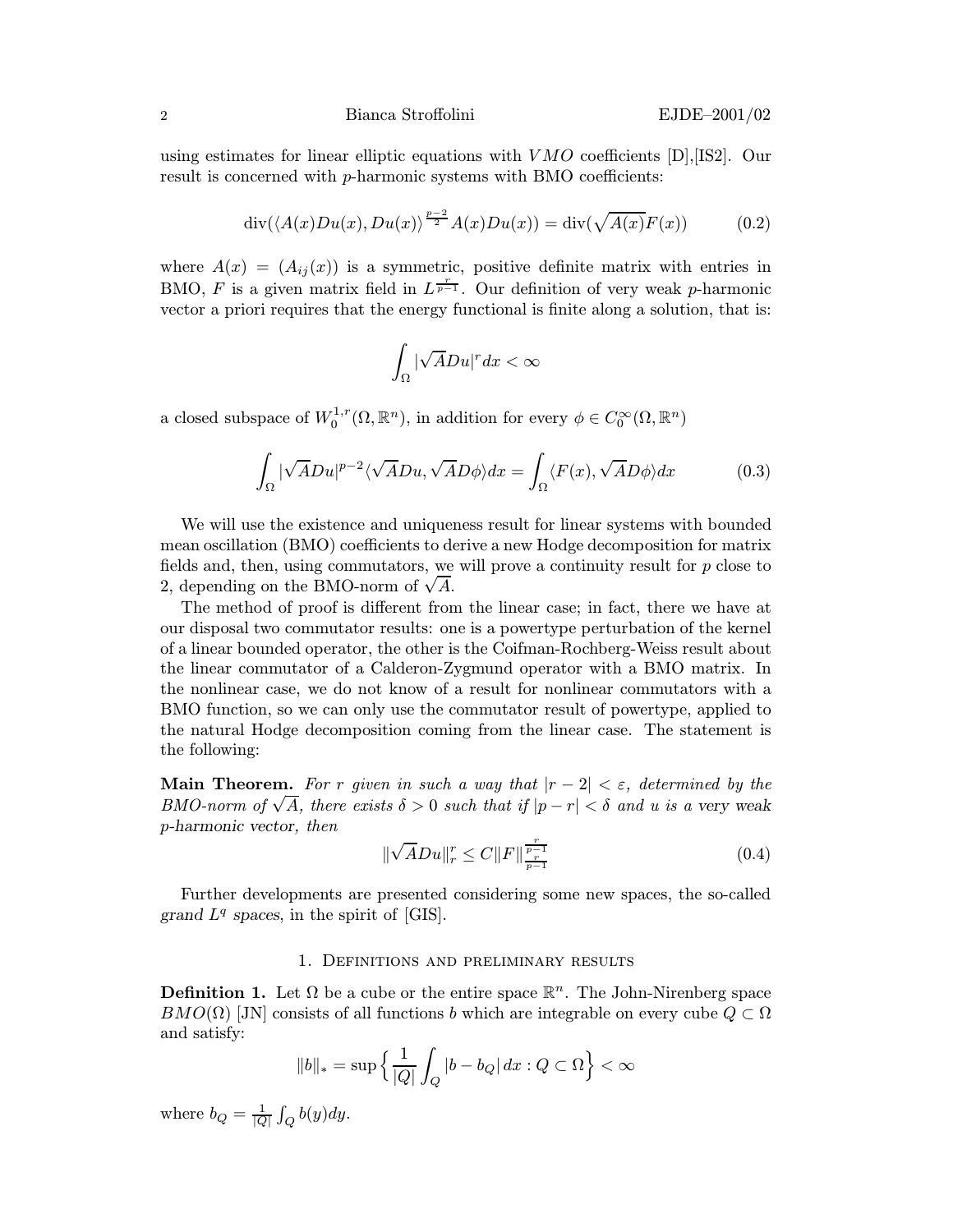using estimates for linear elliptic equations with $VMO$ coefficients [D],[IS2]. Our result is concerned with $p$-harmonic systems with BMO coefficients:

$$\operatorname{div}(\langle A(x)Du(x), Du(x)\rangle^{\frac{p-2}{2}} A(x)Du(x)) = \operatorname{div}(\sqrt{A(x)}F(x)) \tag{0.2}$$

where $A(x) = (A_{ij}(x))$ is a symmetric, positive definite matrix with entries in BMO, $F$ is a given matrix field in $L^{\frac{r}{p-1}}$. Our definition of very weak $p$-harmonic vector a priori requires that the energy functional is finite along a solution, that is:

$$\int_\Omega |\sqrt{A}Du|^r dx < \infty$$

a closed subspace of $W_0^{1,r}(\Omega, \mathbb{R}^n)$, in addition for every $\phi \in C_0^\infty(\Omega, \mathbb{R}^n)$

$$\int_\Omega |\sqrt{A}Du|^{p-2}\langle \sqrt{A}Du, \sqrt{A}D\phi\rangle dx = \int_\Omega \langle F(x), \sqrt{A}D\phi\rangle dx \tag{0.3}$$

We will use the existence and uniqueness result for linear systems with bounded mean oscillation (BMO) coefficients to derive a new Hodge decomposition for matrix fields and, then, using commutators, we will prove a continuity result for $p$ close to 2, depending on the BMO-norm of $\sqrt{A}$.

The method of proof is different from the linear case; in fact, there we have at our disposal two commutator results: one is a powertype perturbation of the kernel of a linear bounded operator, the other is the Coifman-Rochberg-Weiss result about the linear commutator of a Calderon-Zygmund operator with a BMO matrix. In the nonlinear case, we do not know of a result for nonlinear commutators with a BMO function, so we can only use the commutator result of powertype, applied to the natural Hodge decomposition coming from the linear case. The statement is the following:

**Main Theorem.** *For $r$ given in such a way that $|r-2| < \varepsilon$, determined by the BMO-norm of $\sqrt{A}$, there exists $\delta > 0$ such that if $|p - r| < \delta$ and $u$ is a very weak $p$-harmonic vector, then*

$$\|\sqrt{A}Du\|_r^r \le C\|F\|_{\frac{r}{p-1}}^{\frac{r}{p-1}} \tag{0.4}$$

Further developments are presented considering some new spaces, the so-called *grand $L^q$ spaces*, in the spirit of [GIS].

## 1. Definitions and preliminary results

**Definition 1.** Let $\Omega$ be a cube or the entire space $\mathbb{R}^n$. The John-Nirenberg space $BMO(\Omega)$ [JN] consists of all functions $b$ which are integrable on every cube $Q \subset \Omega$ and satisfy:

$$\|b\|_* = \sup\Big\{\frac{1}{|Q|}\int_Q |b - b_Q|\, dx : Q \subset \Omega\Big\} < \infty$$

where $b_Q = \frac{1}{|Q|}\int_Q b(y)dy$.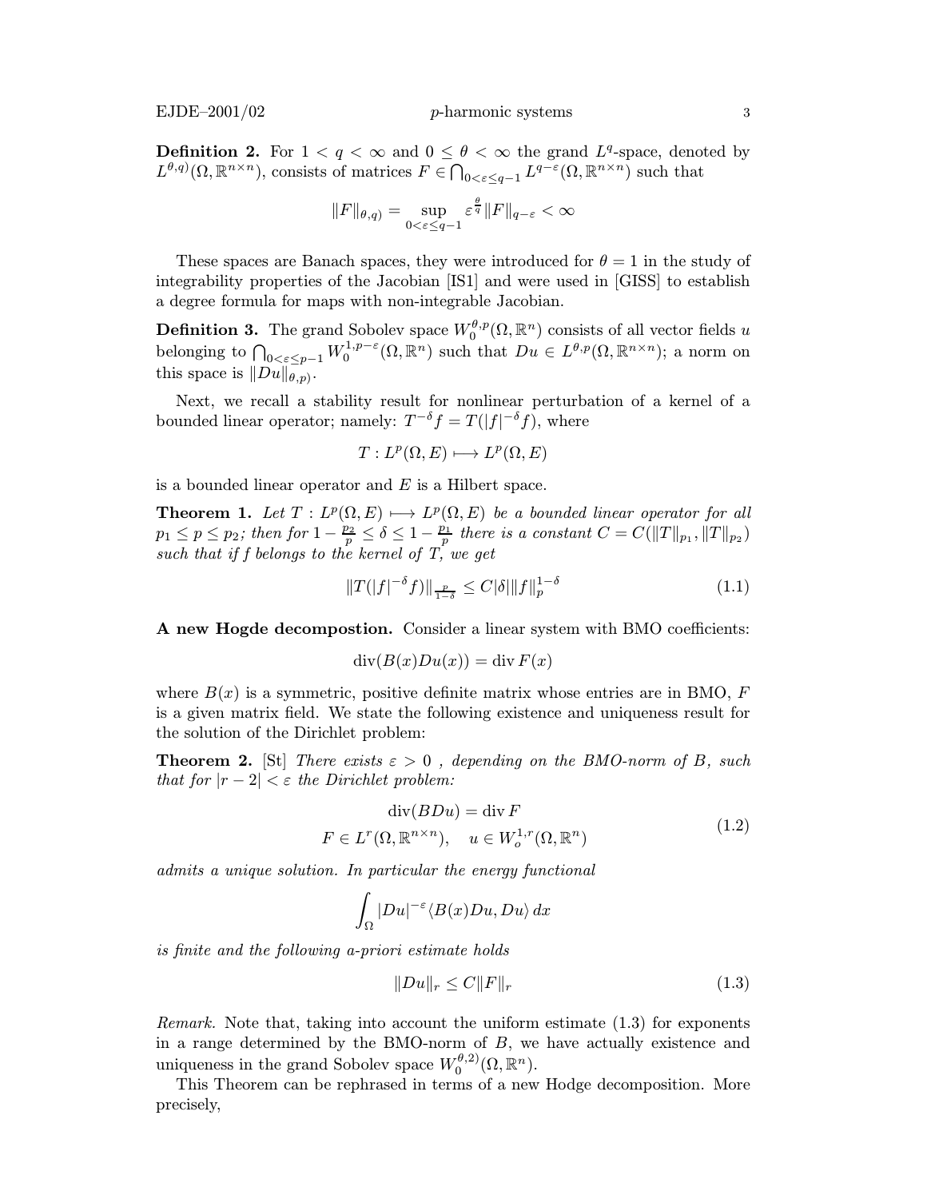**Definition 2.** For $1 < q < \infty$ and $0 \leq \theta < \infty$ the grand $L^q$-space, denoted by $L^{\theta,q)}(\Omega, \mathbb{R}^{n\times n})$, consists of matrices $F \in \bigcap_{0<\varepsilon\leq q-1} L^{q-\varepsilon}(\Omega, \mathbb{R}^{n\times n})$ such that

$$\|F\|_{\theta,q)} = \sup_{0<\varepsilon\leq q-1} \varepsilon^{\frac{\theta}{q}} \|F\|_{q-\varepsilon} < \infty$$

These spaces are Banach spaces, they were introduced for $\theta = 1$ in the study of integrability properties of the Jacobian [IS1] and were used in [GISS] to establish a degree formula for maps with non-integrable Jacobian.

**Definition 3.** The grand Sobolev space $W_0^{\theta,p}(\Omega, \mathbb{R}^n)$ consists of all vector fields $u$ belonging to $\bigcap_{0<\varepsilon\leq p-1} W_0^{1,p-\varepsilon}(\Omega, \mathbb{R}^n)$ such that $Du \in L^{\theta,p}(\Omega, \mathbb{R}^{n\times n})$; a norm on this space is $\|Du\|_{\theta,p)}$.

Next, we recall a stability result for nonlinear perturbation of a kernel of a bounded linear operator; namely: $T^{-\delta} f = T(|f|^{-\delta} f)$, where

$$T : L^p(\Omega, E) \longmapsto L^p(\Omega, E)$$

is a bounded linear operator and $E$ is a Hilbert space.

**Theorem 1.** *Let $T : L^p(\Omega, E) \longmapsto L^p(\Omega, E)$ be a bounded linear operator for all $p_1 \leq p \leq p_2$; then for $1 - \frac{p_2}{p} \leq \delta \leq 1 - \frac{p_1}{p}$ there is a constant $C = C(\|T\|_{p_1}, \|T\|_{p_2})$ such that if $f$ belongs to the kernel of $T$, we get*

$$\|T(|f|^{-\delta} f)\|_{\frac{p}{1-\delta}} \leq C|\delta| \|f\|_p^{1-\delta} \tag{1.1}$$

**A new Hogde decompostion.** Consider a linear system with BMO coefficients:

$$\operatorname{div}(B(x)Du(x)) = \operatorname{div} F(x)$$

where $B(x)$ is a symmetric, positive definite matrix whose entries are in BMO, $F$ is a given matrix field. We state the following existence and uniqueness result for the solution of the Dirichlet problem:

**Theorem 2.** [St] *There exists $\varepsilon > 0$ , depending on the BMO-norm of $B$, such that for $|r - 2| < \varepsilon$ the Dirichlet problem:*

$$\begin{gathered} \operatorname{div}(BDu) = \operatorname{div} F \\ F \in L^r(\Omega, \mathbb{R}^{n\times n}), \quad u \in W_o^{1,r}(\Omega, \mathbb{R}^n) \end{gathered} \tag{1.2}$$

*admits a unique solution. In particular the energy functional*

$$\int_\Omega |Du|^{-\varepsilon} \langle B(x)Du, Du\rangle \, dx$$

*is finite and the following a-priori estimate holds*

$$\|Du\|_r \leq C\|F\|_r \tag{1.3}$$

*Remark.* Note that, taking into account the uniform estimate (1.3) for exponents in a range determined by the BMO-norm of $B$, we have actually existence and uniqueness in the grand Sobolev space $W_0^{\theta,2)}(\Omega, \mathbb{R}^n)$.

This Theorem can be rephrased in terms of a new Hodge decomposition. More precisely,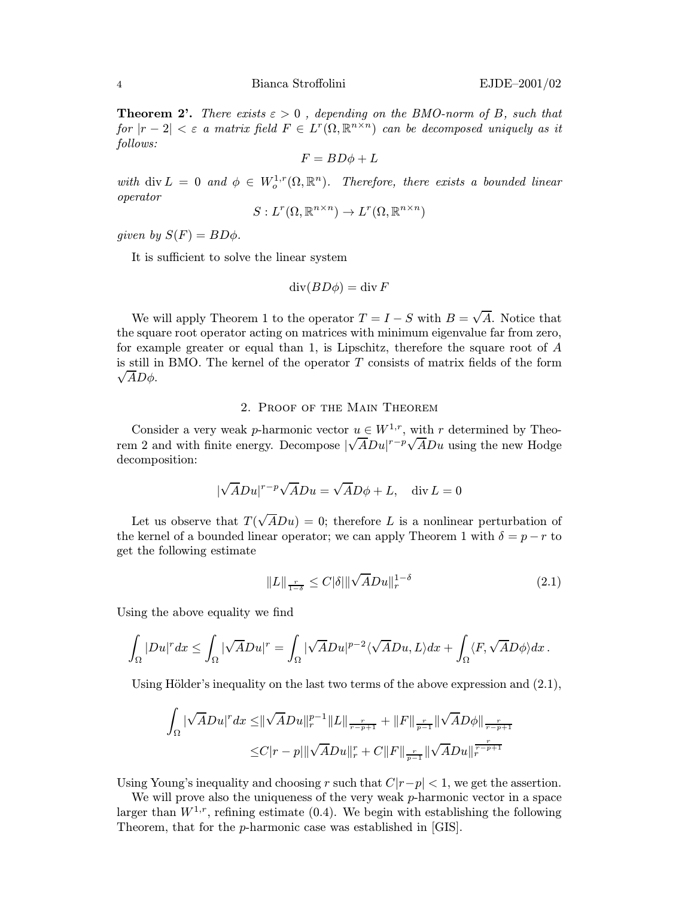**Theorem 2'.** *There exists $\varepsilon > 0$ , depending on the BMO-norm of $B$, such that for $|r-2| < \varepsilon$ a matrix field $F \in L^r(\Omega, \mathbb{R}^{n\times n})$ can be decomposed uniquely as it follows:*

$$F = BD\phi + L$$

*with* $\operatorname{div} L = 0$ *and* $\phi \in W_o^{1,r}(\Omega, \mathbb{R}^n)$. *Therefore, there exists a bounded linear operator*

$$S : L^r(\Omega, \mathbb{R}^{n\times n}) \to L^r(\Omega, \mathbb{R}^{n\times n})$$

*given by* $S(F) = BD\phi$.

It is sufficient to solve the linear system

$$\operatorname{div}(BD\phi) = \operatorname{div} F$$

We will apply Theorem 1 to the operator $T = I - S$ with $B = \sqrt{A}$. Notice that the square root operator acting on matrices with minimum eigenvalue far from zero, for example greater or equal than 1, is Lipschitz, therefore the square root of $A$ is still in BMO. The kernel of the operator $T$ consists of matrix fields of the form $\sqrt{A}D\phi$.

## 2. Proof of the Main Theorem

Consider a very weak $p$-harmonic vector $u \in W^{1,r}$, with $r$ determined by Theorem 2 and with finite energy. Decompose $|\sqrt{A}Du|^{r-p}\sqrt{A}Du$ using the new Hodge decomposition:

$$|\sqrt{A}Du|^{r-p}\sqrt{A}Du = \sqrt{A}D\phi + L, \quad \operatorname{div} L = 0$$

Let us observe that $T(\sqrt{A}Du) = 0$; therefore $L$ is a nonlinear perturbation of the kernel of a bounded linear operator; we can apply Theorem 1 with $\delta = p - r$ to get the following estimate

$$\|L\|_{\frac{r}{1-\delta}} \le C|\delta| \|\sqrt{A}Du\|_r^{1-\delta} \tag{2.1}$$

Using the above equality we find

$$\int_\Omega |Du|^r dx \le \int_\Omega |\sqrt{A}Du|^r = \int_\Omega |\sqrt{A}Du|^{p-2}\langle \sqrt{A}Du, L\rangle dx + \int_\Omega \langle F, \sqrt{A}D\phi\rangle dx\,.$$

Using Hölder's inequality on the last two terms of the above expression and (2.1),

$$\begin{aligned}\int_\Omega |\sqrt{A}Du|^r dx \le & \|\sqrt{A}Du\|_r^{p-1}\|L\|_{\frac{r}{r-p+1}} + \|F\|_{\frac{r}{p-1}}\|\sqrt{A}D\phi\|_{\frac{r}{r-p+1}} \\ \le & C|r-p|\|\sqrt{A}Du\|_r^r + C\|F\|_{\frac{r}{p-1}}\|\sqrt{A}Du\|_r^{\frac{r}{r-p+1}}\end{aligned}$$

Using Young's inequality and choosing $r$ such that $C|r-p| < 1$, we get the assertion.

We will prove also the uniqueness of the very weak $p$-harmonic vector in a space larger than $W^{1,r}$, refining estimate (0.4). We begin with establishing the following Theorem, that for the $p$-harmonic case was established in [GIS].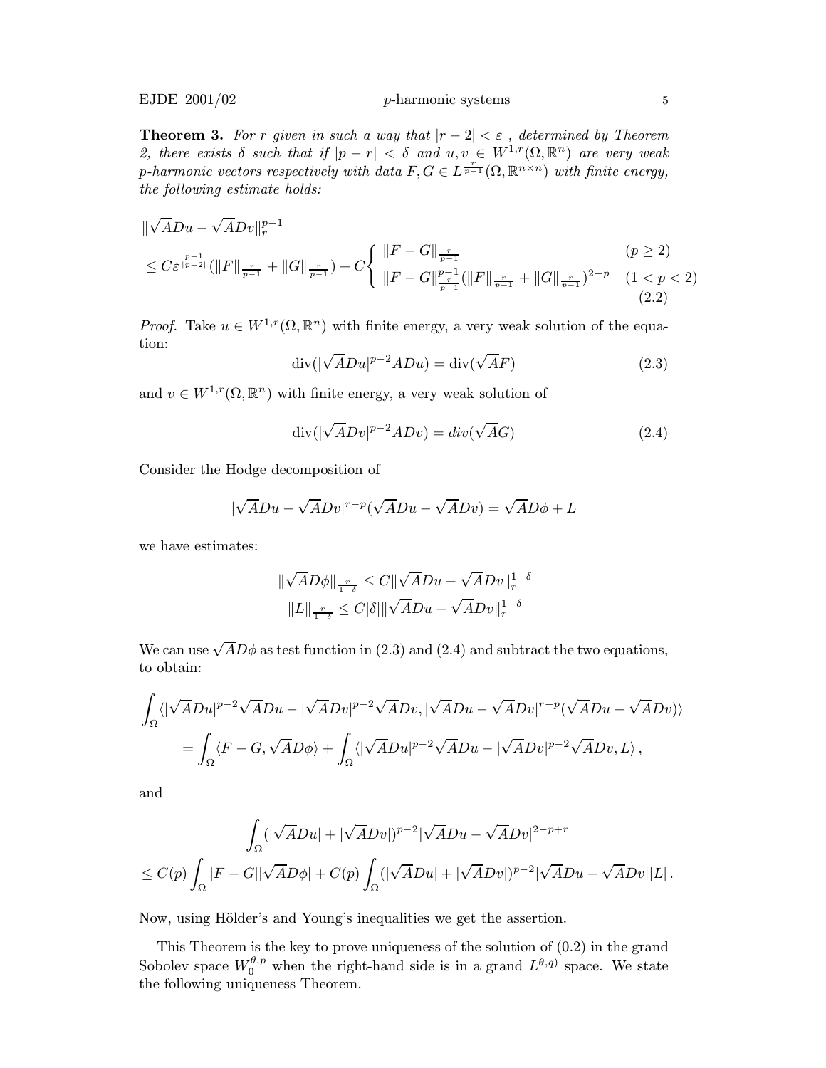**Theorem 3.** *For $r$ given in such a way that $|r-2| < \varepsilon$ , determined by Theorem 2, there exists $\delta$ such that if $|p-r| < \delta$ and $u, v \in W^{1,r}(\Omega, \mathbb{R}^n)$ are very weak $p$-harmonic vectors respectively with data $F, G \in L^{\frac{r}{p-1}}(\Omega, \mathbb{R}^{n\times n})$ with finite energy, the following estimate holds:*

$$
\begin{aligned}
&\|\sqrt{A}Du - \sqrt{A}Dv\|_r^{p-1} \\
&\leq C\varepsilon^{\frac{p-1}{|p-2|}}(\|F\|_{\frac{r}{p-1}} + \|G\|_{\frac{r}{p-1}}) + C\begin{cases} \|F-G\|_{\frac{r}{p-1}} & (p \geq 2) \\ \|F-G\|_{\frac{r}{p-1}}^{p-1}(\|F\|_{\frac{r}{p-1}} + \|G\|_{\frac{r}{p-1}})^{2-p} & (1 < p < 2) \end{cases}
\end{aligned}
\tag{2.2}
$$

*Proof.* Take $u \in W^{1,r}(\Omega, \mathbb{R}^n)$ with finite energy, a very weak solution of the equation:

$$
\operatorname{div}(|\sqrt{A}Du|^{p-2}ADu) = \operatorname{div}(\sqrt{A}F) \tag{2.3}
$$

and $v \in W^{1,r}(\Omega, \mathbb{R}^n)$ with finite energy, a very weak solution of

$$
\operatorname{div}(|\sqrt{A}Dv|^{p-2}ADv) = div(\sqrt{A}G) \tag{2.4}
$$

Consider the Hodge decomposition of

$$
|\sqrt{A}Du - \sqrt{A}Dv|^{r-p}(\sqrt{A}Du - \sqrt{A}Dv) = \sqrt{A}D\phi + L
$$

we have estimates:

$$
\|\sqrt{A}D\phi\|_{\frac{r}{1-\delta}} \leq C\|\sqrt{A}Du - \sqrt{A}Dv\|_r^{1-\delta}
$$

$$
\|L\|_{\frac{r}{1-\delta}} \leq C|\delta|\|\sqrt{A}Du - \sqrt{A}Dv\|_r^{1-\delta}
$$

We can use $\sqrt{A}D\phi$ as test function in (2.3) and (2.4) and subtract the two equations, to obtain:

$$
\begin{aligned}
&\int_\Omega \langle |\sqrt{A}Du|^{p-2}\sqrt{A}Du - |\sqrt{A}Dv|^{p-2}\sqrt{A}Dv, |\sqrt{A}Du - \sqrt{A}Dv|^{r-p}(\sqrt{A}Du - \sqrt{A}Dv)\rangle \\
&\qquad = \int_\Omega \langle F-G, \sqrt{A}D\phi\rangle + \int_\Omega \langle |\sqrt{A}Du|^{p-2}\sqrt{A}Du - |\sqrt{A}Dv|^{p-2}\sqrt{A}Dv, L\rangle \,,
\end{aligned}
$$

and

$$
\begin{aligned}
&\int_\Omega (|\sqrt{A}Du| + |\sqrt{A}Dv|)^{p-2}|\sqrt{A}Du - \sqrt{A}Dv|^{2-p+r} \\
&\leq C(p)\int_\Omega |F-G||\sqrt{A}D\phi| + C(p)\int_\Omega (|\sqrt{A}Du| + |\sqrt{A}Dv|)^{p-2}|\sqrt{A}Du - \sqrt{A}Dv||L| \,.
\end{aligned}
$$

Now, using Hölder's and Young's inequalities we get the assertion.

This Theorem is the key to prove uniqueness of the solution of (0.2) in the grand Sobolev space $W_0^{\theta,p}$ when the right-hand side is in a grand $L^{\theta,q)}$ space. We state the following uniqueness Theorem.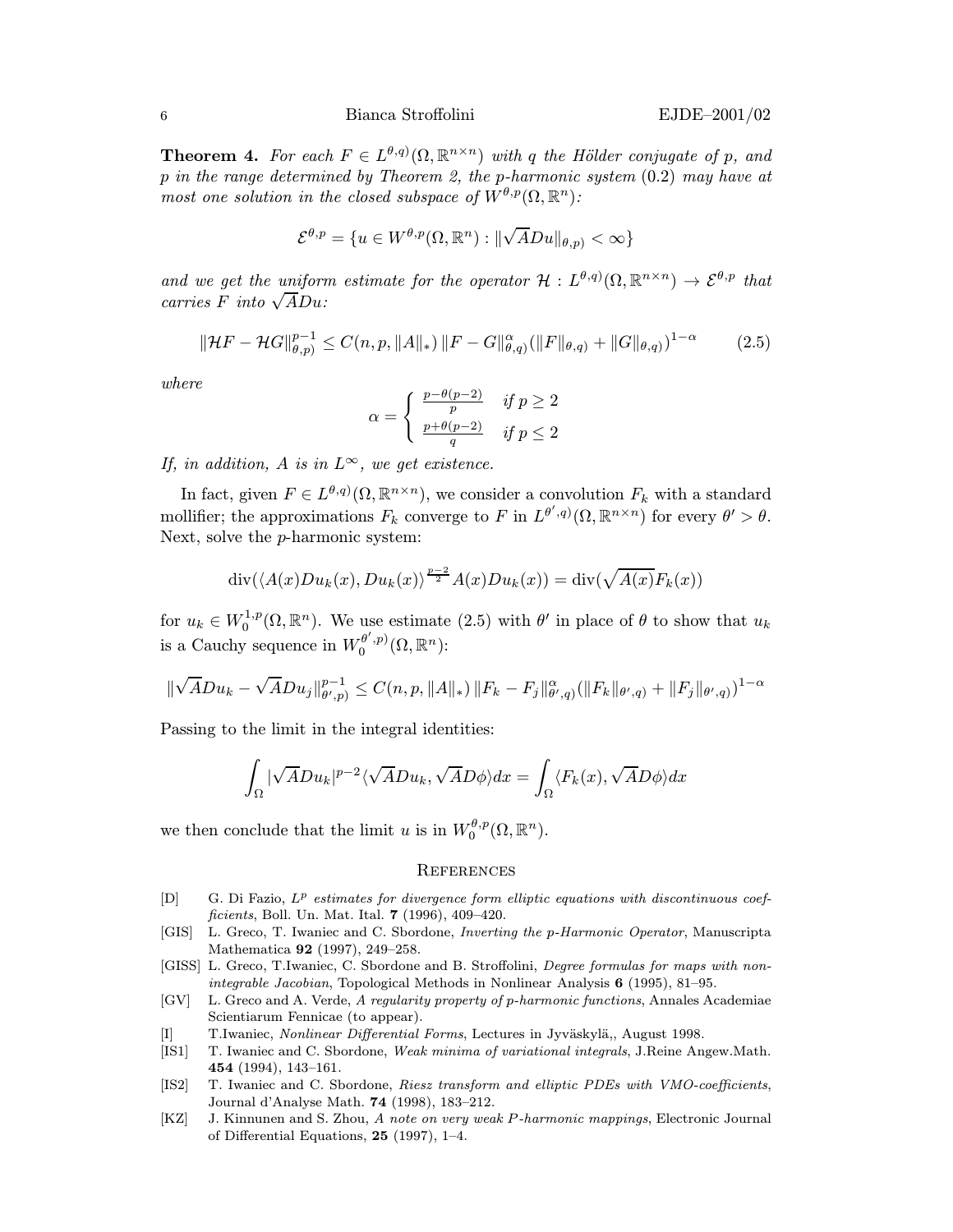**Theorem 4.** *For each $F \in L^{\theta,q)}(\Omega, \mathbb{R}^{n\times n})$ with $q$ the Hölder conjugate of $p$, and $p$ in the range determined by Theorem 2, the $p$-harmonic system* (0.2) *may have at most one solution in the closed subspace of $W^{\theta,p}(\Omega, \mathbb{R}^n)$:*

$$\mathcal{E}^{\theta,p} = \{u \in W^{\theta,p}(\Omega, \mathbb{R}^n) : \|\sqrt{A}Du\|_{\theta,p)} < \infty\}$$

*and we get the uniform estimate for the operator $\mathcal{H} : L^{\theta,q)}(\Omega, \mathbb{R}^{n\times n}) \to \mathcal{E}^{\theta,p}$ that carries $F$ into $\sqrt{A}Du$:*

$$\|\mathcal{H}F - \mathcal{H}G\|_{\theta,p)}^{p-1} \leq C(n, p, \|A\|_*) \, \|F - G\|_{\theta,q)}^{\alpha} (\|F\|_{\theta,q)} + \|G\|_{\theta,q)})^{1-\alpha} \tag{2.5}$$

*where*

$$\alpha = \begin{cases} \frac{p-\theta(p-2)}{p} & \text{if } p \geq 2 \\ \frac{p+\theta(p-2)}{q} & \text{if } p \leq 2 \end{cases}$$

*If, in addition, $A$ is in $L^\infty$, we get existence.*

In fact, given $F \in L^{\theta,q)}(\Omega, \mathbb{R}^{n\times n})$, we consider a convolution $F_k$ with a standard mollifier; the approximations $F_k$ converge to $F$ in $L^{\theta',q)}(\Omega, \mathbb{R}^{n\times n})$ for every $\theta' > \theta$. Next, solve the $p$-harmonic system:

$$\operatorname{div}(\langle A(x)Du_k(x), Du_k(x)\rangle^{\frac{p-2}{2}} A(x)Du_k(x)) = \operatorname{div}(\sqrt{A(x)}F_k(x))$$

for $u_k \in W_0^{1,p}(\Omega, \mathbb{R}^n)$. We use estimate (2.5) with $\theta'$ in place of $\theta$ to show that $u_k$ is a Cauchy sequence in $W_0^{\theta',p)}(\Omega, \mathbb{R}^n)$:

$$\|\sqrt{A}Du_k - \sqrt{A}Du_j\|_{\theta',p)}^{p-1} \leq C(n, p, \|A\|_*) \, \|F_k - F_j\|_{\theta',q)}^{\alpha} (\|F_k\|_{\theta',q)} + \|F_j\|_{\theta',q)})^{1-\alpha}$$

Passing to the limit in the integral identities:

$$\int_\Omega |\sqrt{A}Du_k|^{p-2} \langle \sqrt{A}Du_k, \sqrt{A}D\phi\rangle dx = \int_\Omega \langle F_k(x), \sqrt{A}D\phi\rangle dx$$

we then conclude that the limit $u$ is in $W_0^{\theta,p)}(\Omega, \mathbb{R}^n)$.

## References

- [D] G. Di Fazio, *$L^p$ estimates for divergence form elliptic equations with discontinuous coefficients*, Boll. Un. Mat. Ital. **7** (1996), 409–420.
- [GIS] L. Greco, T. Iwaniec and C. Sbordone, *Inverting the p-Harmonic Operator*, Manuscripta Mathematica **92** (1997), 249–258.
- [GISS] L. Greco, T.Iwaniec, C. Sbordone and B. Stroffolini, *Degree formulas for maps with nonintegrable Jacobian*, Topological Methods in Nonlinear Analysis **6** (1995), 81–95.
- [GV] L. Greco and A. Verde, *A regularity property of p-harmonic functions*, Annales Academiae Scientiarum Fennicae (to appear).
- [I] T.Iwaniec, *Nonlinear Differential Forms*, Lectures in Jyväskylä,, August 1998.
- [IS1] T. Iwaniec and C. Sbordone, *Weak minima of variational integrals*, J.Reine Angew.Math. **454** (1994), 143–161.
- [IS2] T. Iwaniec and C. Sbordone, *Riesz transform and elliptic PDEs with VMO-coefficients*, Journal d'Analyse Math. **74** (1998), 183–212.
- [KZ] J. Kinnunen and S. Zhou, *A note on very weak P-harmonic mappings*, Electronic Journal of Differential Equations, **25** (1997), 1–4.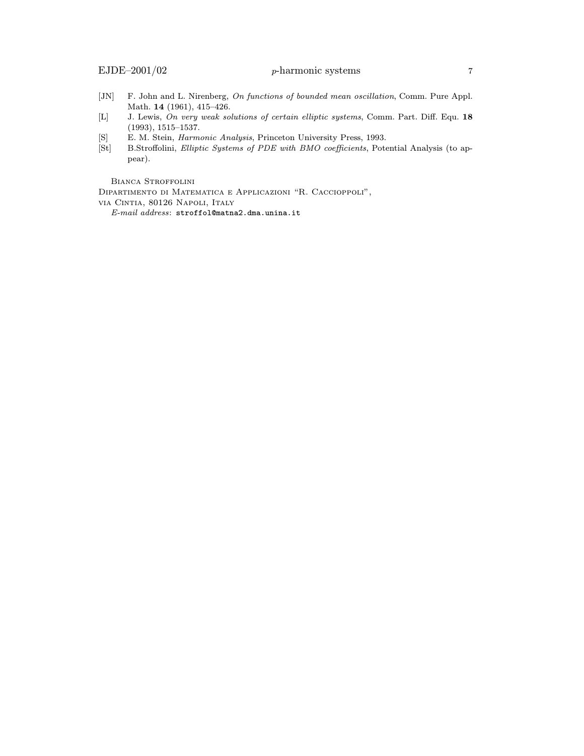[JN] F. John and L. Nirenberg, *On functions of bounded mean oscillation*, Comm. Pure Appl. Math. **14** (1961), 415–426.

[L] J. Lewis, *On very weak solutions of certain elliptic systems*, Comm. Part. Diff. Equ. **18** (1993), 1515–1537.

[S] E. M. Stein, *Harmonic Analysis*, Princeton University Press, 1993.

[St] B.Stroffolini, *Elliptic Systems of PDE with BMO coefficients*, Potential Analysis (to appear).

Bianca Stroffolini
Dipartimento di Matematica e Applicazioni "R. Caccioppoli",
via Cintia, 80126 Napoli, Italy
*E-mail address*: stroffol@matna2.dma.unina.it